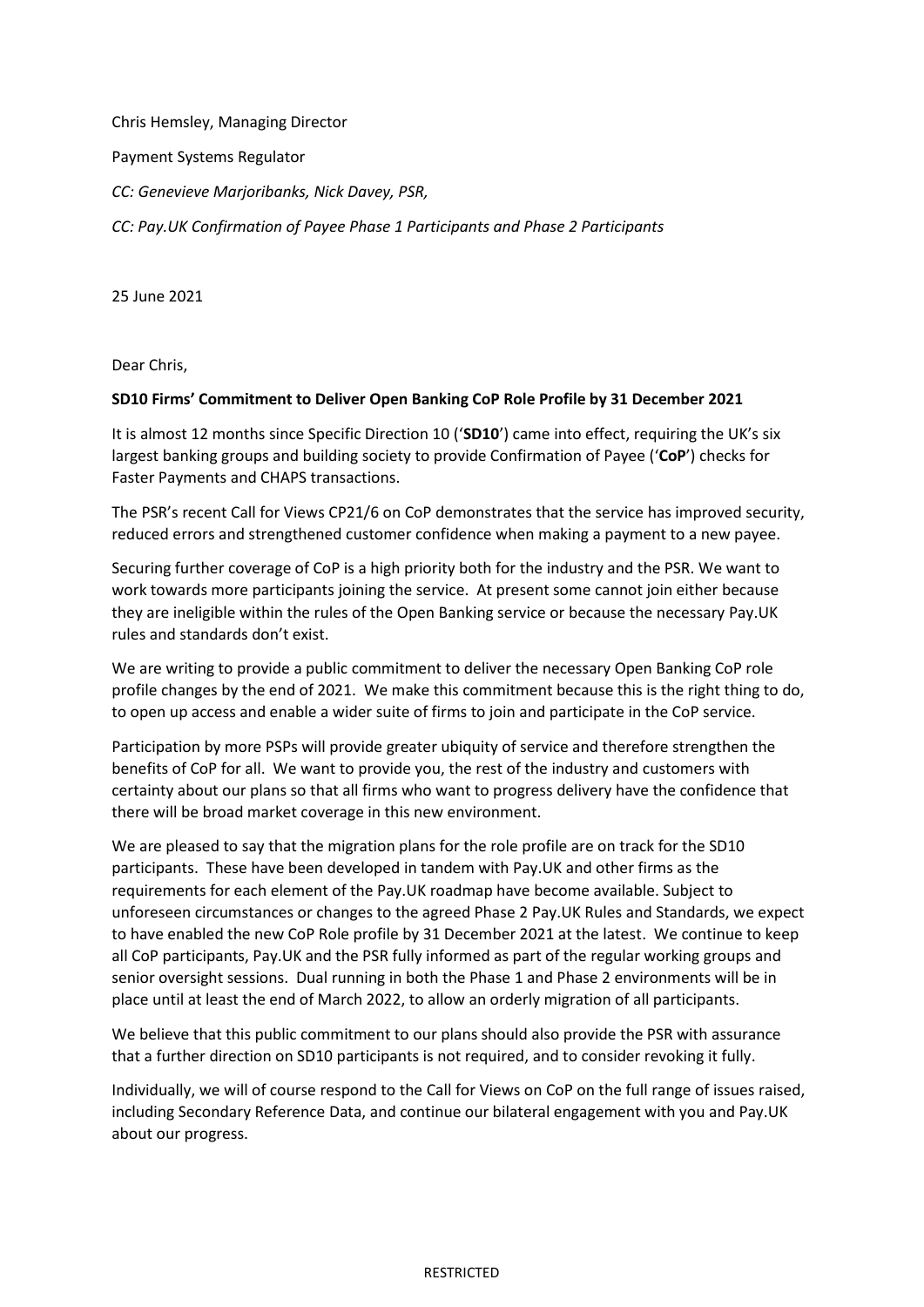Chris Hemsley, Managing Director

Payment Systems Regulator

*CC: Genevieve Marjoribanks, Nick Davey, PSR,*

*CC: Pay.UK Confirmation of Payee Phase 1 Participants and Phase 2 Participants*

25 June 2021

Dear Chris,

**SD10 Firms' Commitment to Deliver Open Banking CoP Role Profile by 31 December 2021**

It is almost 12 months since Specific Direction 10 ('**SD10**') came into effect, requiring the UK's six largest banking groups and building society to provide Confirmation of Payee ('**CoP**') checks for Faster Payments and CHAPS transactions.

The PSR's recent Call for Views CP21/6 on CoP demonstrates that the service has improved security, reduced errors and strengthened customer confidence when making a payment to a new payee.

Securing further coverage of CoP is a high priority both for the industry and the PSR. We want to work towards more participants joining the service. At present some cannot join either because they are ineligible within the rules of the Open Banking service or because the necessary Pay.UK rules and standards don't exist.

We are writing to provide a public commitment to deliver the necessary Open Banking CoP role profile changes by the end of 2021. We make this commitment because this is the right thing to do, to open up access and enable a wider suite of firms to join and participate in the CoP service.

Participation by more PSPs will provide greater ubiquity of service and therefore strengthen the benefits of CoP for all. We want to provide you, the rest of the industry and customers with certainty about our plans so that all firms who want to progress delivery have the confidence that there will be broad market coverage in this new environment.

We are pleased to say that the migration plans for the role profile are on track for the SD10 participants. These have been developed in tandem with Pay.UK and other firms as the requirements for each element of the Pay.UK roadmap have become available. Subject to unforeseen circumstances or changes to the agreed Phase 2 Pay.UK Rules and Standards, we expect to have enabled the new CoP Role profile by 31 December 2021 at the latest. We continue to keep all CoP participants, Pay.UK and the PSR fully informed as part of the regular working groups and senior oversight sessions. Dual running in both the Phase 1 and Phase 2 environments will be in place until at least the end of March 2022, to allow an orderly migration of all participants.

We believe that this public commitment to our plans should also provide the PSR with assurance that a further direction on SD10 participants is not required, and to consider revoking it fully.

Individually, we will of course respond to the Call for Views on CoP on the full range of issues raised, including Secondary Reference Data, and continue our bilateral engagement with you and Pay.UK about our progress.

RESTRICTED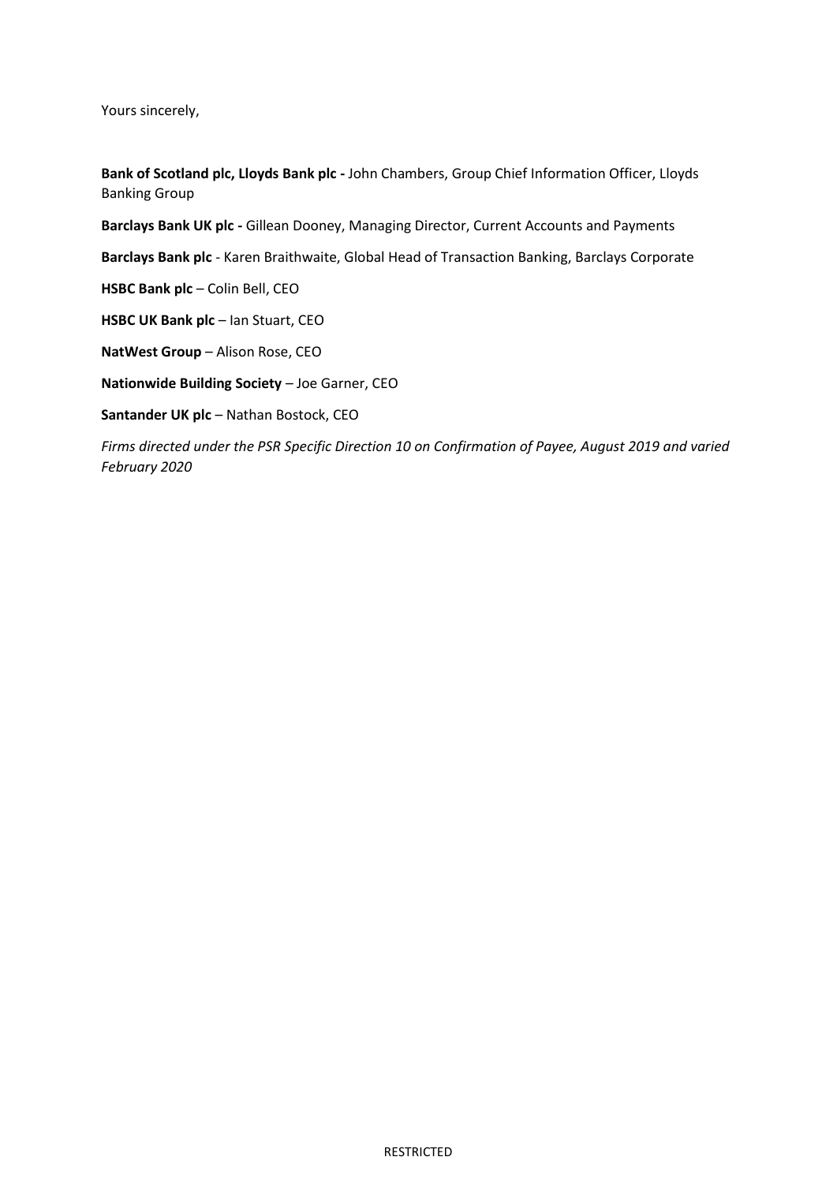Yours sincerely,

**Bank of Scotland plc, Lloyds Bank plc -** John Chambers, Group Chief Information Officer, Lloyds Banking Group

**Barclays Bank UK plc -** Gillean Dooney, Managing Director, Current Accounts and Payments

**Barclays Bank plc** - Karen Braithwaite, Global Head of Transaction Banking, Barclays Corporate

**HSBC Bank plc** – Colin Bell, CEO

**HSBC UK Bank plc** – Ian Stuart, CEO

**NatWest Group** – Alison Rose, CEO

**Nationwide Building Society** – Joe Garner, CEO

**Santander UK plc** – Nathan Bostock, CEO

*Firms directed under the PSR Specific Direction 10 on Confirmation of Payee, August 2019 and varied February 2020*

RESTRICTED